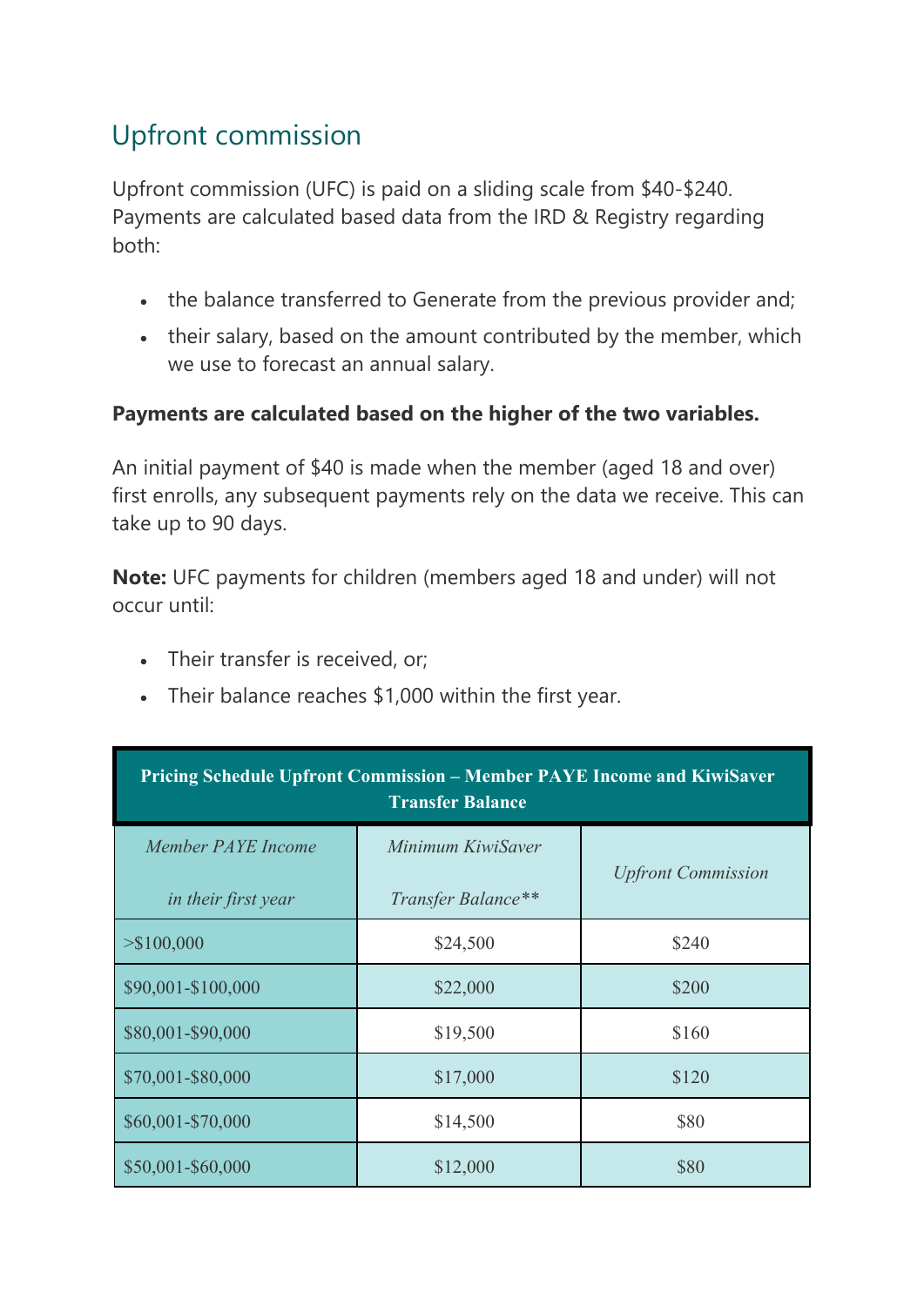## Upfront commission

Upfront commission (UFC) is paid on a sliding scale from $40-$240. Payments are calculated based data from the IRD & Registry regarding both:

- the balance transferred to Generate from the previous provider and;
- their salary, based on the amount contributed by the member, which we use to forecast an annual salary.

**Payments are calculated based on the higher of the two variables.**

An initial payment of $40 is made when the member (aged 18 and over) first enrolls, any subsequent payments rely on the data we receive. This can take up to 90 days.

**Note:** UFC payments for children (members aged 18 and under) will not occur until:

- Their transfer is received, or;
- Their balance reaches $1,000 within the first year.

| **Pricing Schedule Upfront Commission – Member PAYE Income and KiwiSaver Transfer Balance** | | |
|---|---|---|
| *Member PAYE Income in their first year* | *Minimum KiwiSaver Transfer Balance*** | *Upfront Commission* |
| >$100,000 | $24,500 | $240 |
| $90,001-$100,000 | $22,000 | $200 |
| $80,001-$90,000 | $19,500 | $160 |
| $70,001-$80,000 | $17,000 | $120 |
| $60,001-$70,000 | $14,500 | $80 |
| $50,001-$60,000 | $12,000 | $80 |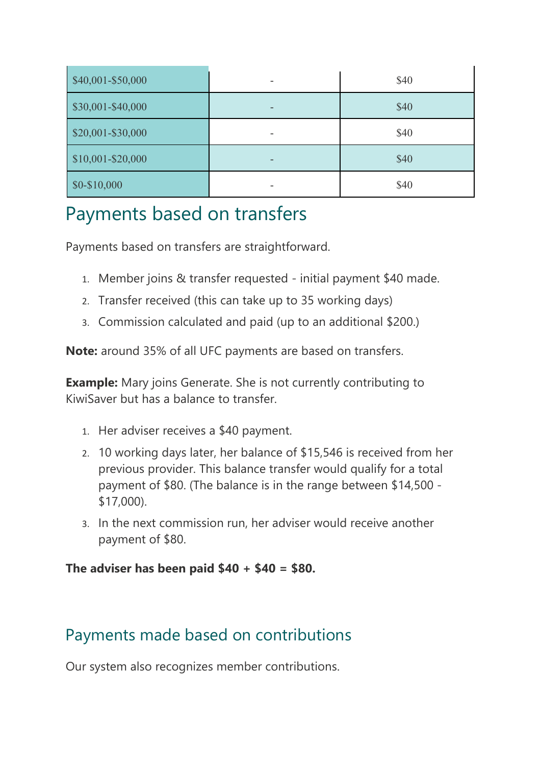| | | |
|---|---|---|
| $40,001-$50,000 | - | $40 |
| $30,001-$40,000 | - | $40 |
| $20,001-$30,000 | - | $40 |
| $10,001-$20,000 | - | $40 |
| $0-$10,000 | - | $40 |

## Payments based on transfers

Payments based on transfers are straightforward.

1. Member joins & transfer requested - initial payment $40 made.
2. Transfer received (this can take up to 35 working days)
3. Commission calculated and paid (up to an additional $200.)

**Note:** around 35% of all UFC payments are based on transfers.

**Example:** Mary joins Generate. She is not currently contributing to KiwiSaver but has a balance to transfer.

1. Her adviser receives a $40 payment.
2. 10 working days later, her balance of $15,546 is received from her previous provider. This balance transfer would qualify for a total payment of $80. (The balance is in the range between $14,500 - $17,000).
3. In the next commission run, her adviser would receive another payment of $80.

**The adviser has been paid $40 + $40 = $80.**

## Payments made based on contributions

Our system also recognizes member contributions.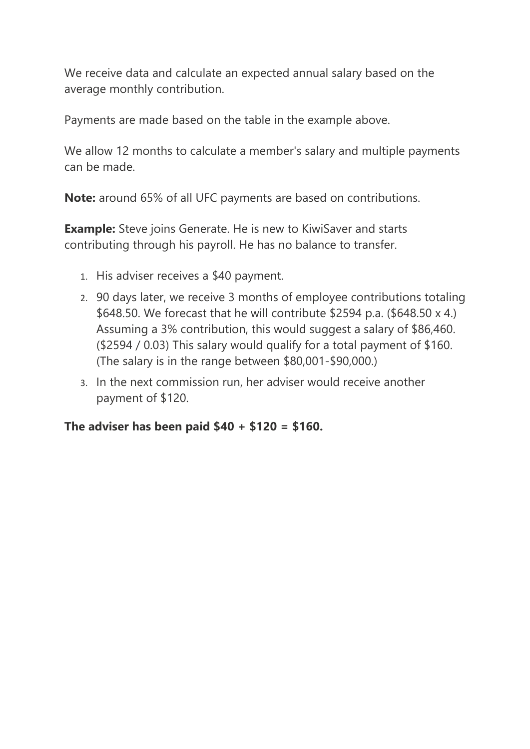We receive data and calculate an expected annual salary based on the average monthly contribution.

Payments are made based on the table in the example above.

We allow 12 months to calculate a member's salary and multiple payments can be made.

**Note:** around 65% of all UFC payments are based on contributions.

**Example:** Steve joins Generate. He is new to KiwiSaver and starts contributing through his payroll. He has no balance to transfer.

1. His adviser receives a $40 payment.
2. 90 days later, we receive 3 months of employee contributions totaling $648.50. We forecast that he will contribute $2594 p.a. ($648.50 x 4.) Assuming a 3% contribution, this would suggest a salary of $86,460. ($2594 / 0.03) This salary would qualify for a total payment of $160. (The salary is in the range between $80,001-$90,000.)
3. In the next commission run, her adviser would receive another payment of $120.

**The adviser has been paid $40 + $120 = $160.**